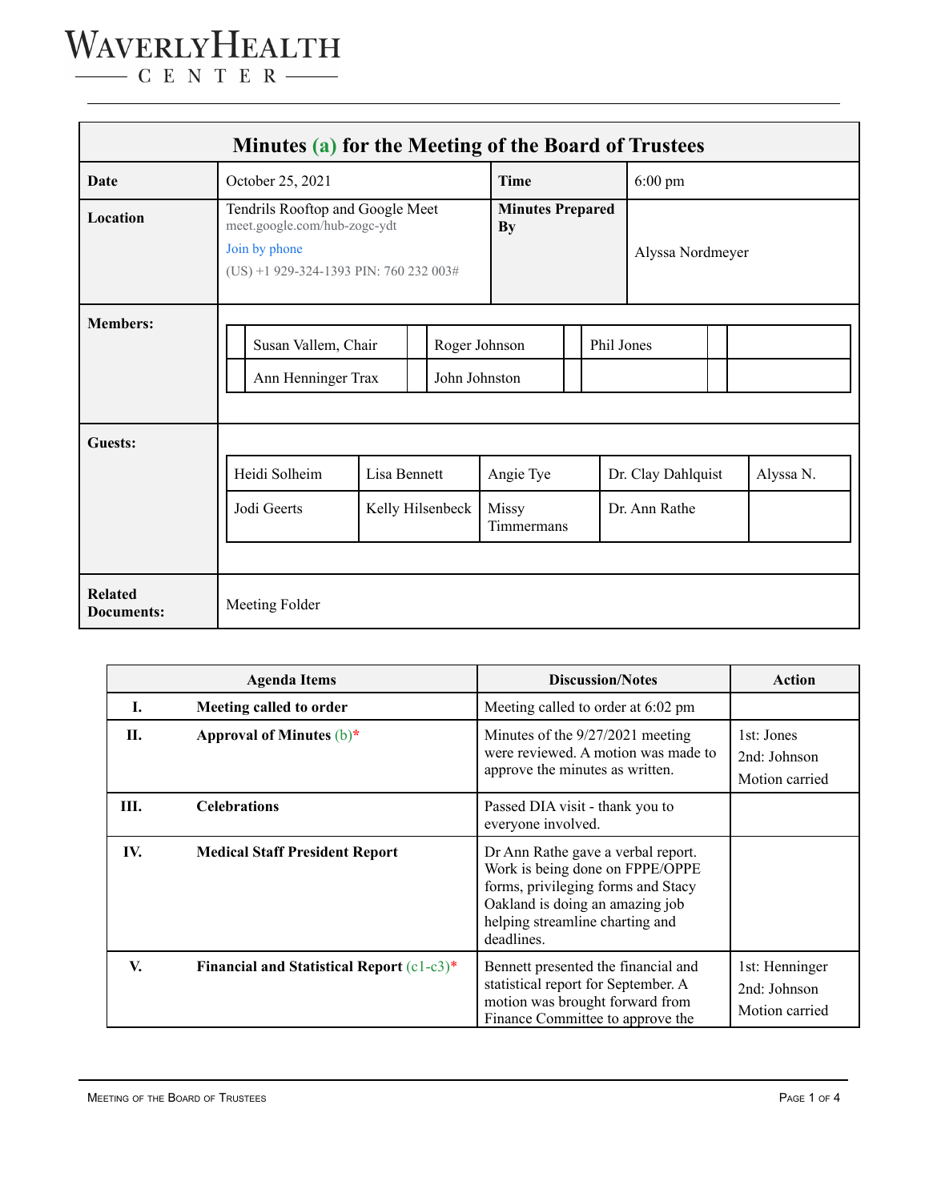# WAVERLY HEALTH CENTER

## Minutes (a) for the Meeting of the Board of Trustees

| | | | |
|---|---|---|---|
| **Date** | October 25, 2021 | **Time** | 6:00 pm |
| **Location** | Tendrils Rooftop and Google Meet<br>meet.google.com/hub-zogc-ydt<br>Join by phone<br>(US) +1 929-324-1393 PIN: 760 232 003# | **Minutes Prepared By** | Alyssa Nordmeyer |

**Members:**

| | | |
|---|---|---|
| Susan Vallem, Chair | Roger Johnson | Phil Jones |
| Ann Henninger Trax | John Johnston | |

**Guests:**

| | | | | |
|---|---|---|---|---|
| Heidi Solheim | Lisa Bennett | Angie Tye | Dr. Clay Dahlquist | Alyssa N. |
| Jodi Geerts | Kelly Hilsenbeck | Missy Timmermans | Dr. Ann Rathe | |

**Related Documents:** Meeting Folder

| | Agenda Items | Discussion/Notes | Action |
|---|---|---|---|
| **I.** | **Meeting called to order** | Meeting called to order at 6:02 pm | |
| **II.** | **Approval of Minutes** (b)* | Minutes of the 9/27/2021 meeting were reviewed. A motion was made to approve the minutes as written. | 1st: Jones<br>2nd: Johnson<br>Motion carried |
| **III.** | **Celebrations** | Passed DIA visit - thank you to everyone involved. | |
| **IV.** | **Medical Staff President Report** | Dr Ann Rathe gave a verbal report. Work is being done on FPPE/OPPE forms, privileging forms and Stacy Oakland is doing an amazing job helping streamline charting and deadlines. | |
| **V.** | **Financial and Statistical Report** (c1-c3)* | Bennett presented the financial and statistical report for September. A motion was brought forward from Finance Committee to approve the | 1st: Henninger<br>2nd: Johnson<br>Motion carried |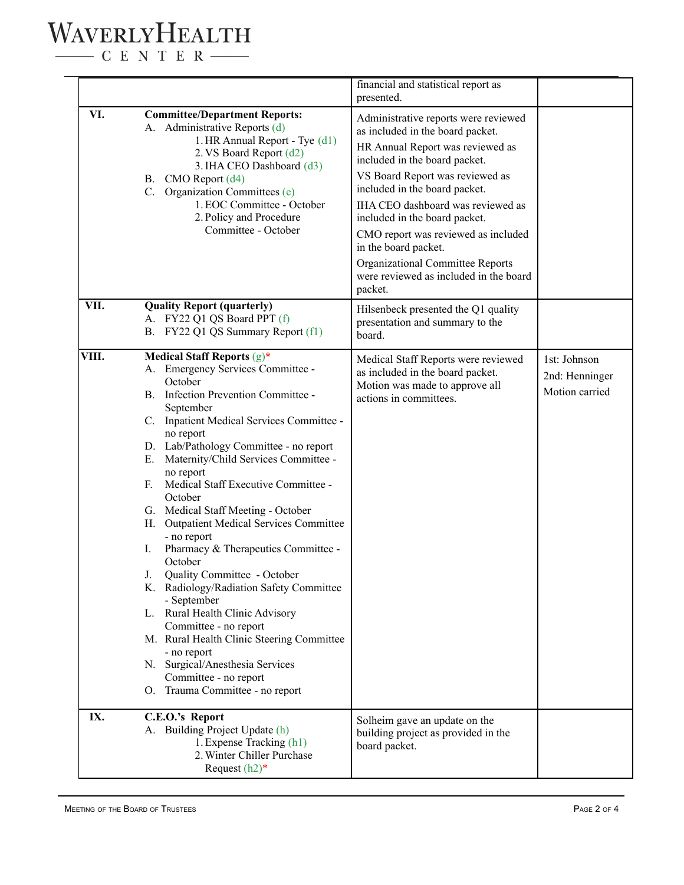| | | | |
|---|---|---|---|
| | | financial and statistical report as presented. | |
| VI. | **Committee/Department Reports:**<br>A. Administrative Reports (d)<br>1. HR Annual Report - Tye (d1)<br>2. VS Board Report (d2)<br>3. IHA CEO Dashboard (d3)<br>B. CMO Report (d4)<br>C. Organization Committees (e)<br>1. EOC Committee - October<br>2. Policy and Procedure Committee - October | Administrative reports were reviewed as included in the board packet.<br>HR Annual Report was reviewed as included in the board packet.<br>VS Board Report was reviewed as included in the board packet.<br>IHA CEO dashboard was reviewed as included in the board packet.<br>CMO report was reviewed as included in the board packet.<br>Organizational Committee Reports were reviewed as included in the board packet. | |
| VII. | **Quality Report (quarterly)**<br>A. FY22 Q1 QS Board PPT (f)<br>B. FY22 Q1 QS Summary Report (f1) | Hilsenbeck presented the Q1 quality presentation and summary to the board. | |
| VIII. | **Medical Staff Reports** (g)*<br>A. Emergency Services Committee - October<br>B. Infection Prevention Committee - September<br>C. Inpatient Medical Services Committee - no report<br>D. Lab/Pathology Committee - no report<br>E. Maternity/Child Services Committee - no report<br>F. Medical Staff Executive Committee - October<br>G. Medical Staff Meeting - October<br>H. Outpatient Medical Services Committee - no report<br>I. Pharmacy & Therapeutics Committee - October<br>J. Quality Committee - October<br>K. Radiology/Radiation Safety Committee - September<br>L. Rural Health Clinic Advisory Committee - no report<br>M. Rural Health Clinic Steering Committee - no report<br>N. Surgical/Anesthesia Services Committee - no report<br>O. Trauma Committee - no report | Medical Staff Reports were reviewed as included in the board packet. Motion was made to approve all actions in committees. | 1st: Johnson<br>2nd: Henninger<br>Motion carried |
| IX. | **C.E.O.'s Report**<br>A. Building Project Update (h)<br>1. Expense Tracking (h1)<br>2. Winter Chiller Purchase Request (h2)* | Solheim gave an update on the building project as provided in the board packet. | |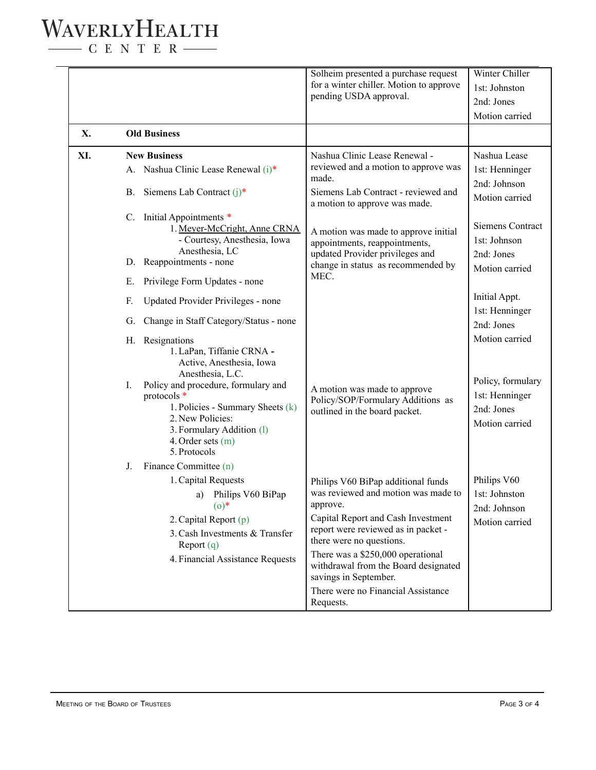| | | | |
|---|---|---|---|
| | | Solheim presented a purchase request for a winter chiller. Motion to approve pending USDA approval. | Winter Chiller<br>1st: Johnston<br>2nd: Jones<br>Motion carried |
| **X.** | **Old Business** | | |
| **XI.** | **New Business**<br>A. Nashua Clinic Lease Renewal (i)*<br>B. Siemens Lab Contract (j)*<br>C. Initial Appointments *<br>1. Meyer-McCright, Anne CRNA - Courtesy, Anesthesia, Iowa Anesthesia, LC<br>D. Reappointments - none<br>E. Privilege Form Updates - none<br>F. Updated Provider Privileges - none<br>G. Change in Staff Category/Status - none<br>H. Resignations<br>1. LaPan, Tiffanie CRNA - Active, Anesthesia, Iowa Anesthesia, L.C.<br>I. Policy and procedure, formulary and protocols *<br>1. Policies - Summary Sheets (k)<br>2. New Policies:<br>3. Formulary Addition (l)<br>4. Order sets (m)<br>5. Protocols | Nashua Clinic Lease Renewal - reviewed and a motion to approve was made.<br>Siemens Lab Contract - reviewed and a motion to approve was made.<br>A motion was made to approve initial appointments, reappointments, updated Provider privileges and change in status as recommended by MEC.<br>A motion was made to approve Policy/SOP/Formulary Additions as outlined in the board packet. | Nashua Lease<br>1st: Henninger<br>2nd: Johnson<br>Motion carried<br>Siemens Contract<br>1st: Johnson<br>2nd: Jones<br>Motion carried<br>Initial Appt.<br>1st: Henninger<br>2nd: Jones<br>Motion carried<br>Policy, formulary<br>1st: Henninger<br>2nd: Jones<br>Motion carried |
| | J. Finance Committee (n)<br>1. Capital Requests<br>a) Philips V60 BiPap (o)*<br>2. Capital Report (p)<br>3. Cash Investments & Transfer Report (q)<br>4. Financial Assistance Requests | Philips V60 BiPap additional funds was reviewed and motion was made to approve.<br>Capital Report and Cash Investment report were reviewed as in packet - there were no questions.<br>There was a $250,000 operational withdrawal from the Board designated savings in September.<br>There were no Financial Assistance Requests. | Philips V60<br>1st: Johnston<br>2nd: Johnson<br>Motion carried |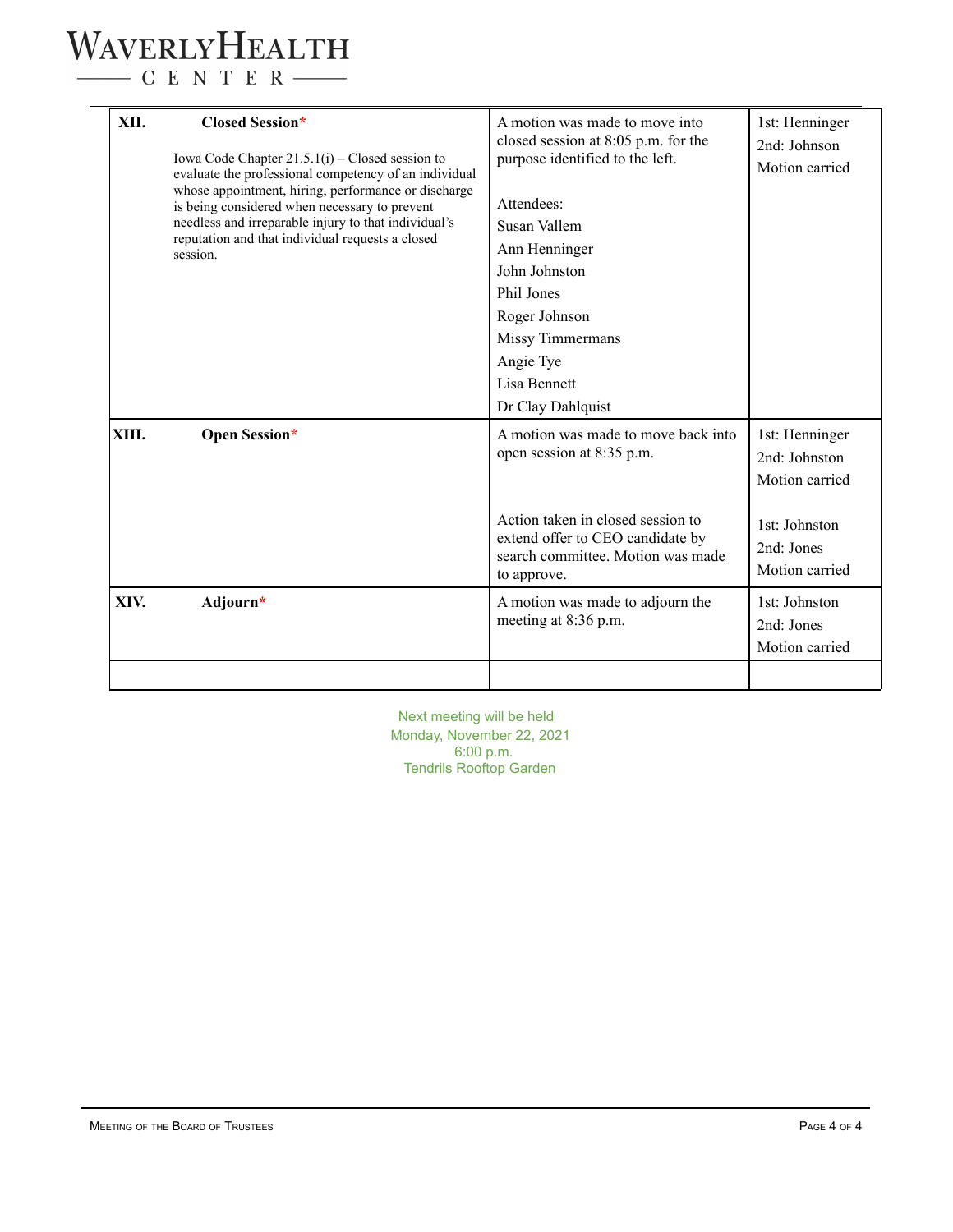| | | | |
|---|---|---|---|
| XII. | **Closed Session***<br><br>Iowa Code Chapter 21.5.1(i) – Closed session to evaluate the professional competency of an individual whose appointment, hiring, performance or discharge is being considered when necessary to prevent needless and irreparable injury to that individual's reputation and that individual requests a closed session. | A motion was made to move into closed session at 8:05 p.m. for the purpose identified to the left.<br><br>Attendees:<br>Susan Vallem<br>Ann Henninger<br>John Johnston<br>Phil Jones<br>Roger Johnson<br>Missy Timmermans<br>Angie Tye<br>Lisa Bennett<br>Dr Clay Dahlquist | 1st: Henninger<br>2nd: Johnson<br>Motion carried |
| XIII. | **Open Session*** | A motion was made to move back into open session at 8:35 p.m.<br><br>Action taken in closed session to extend offer to CEO candidate by search committee. Motion was made to approve. | 1st: Henninger<br>2nd: Johnston<br>Motion carried<br><br>1st: Johnston<br>2nd: Jones<br>Motion carried |
| XIV. | **Adjourn*** | A motion was made to adjourn the meeting at 8:36 p.m. | 1st: Johnston<br>2nd: Jones<br>Motion carried |
| | | | |

Next meeting will be held
Monday, November 22, 2021
6:00 p.m.
Tendrils Rooftop Garden